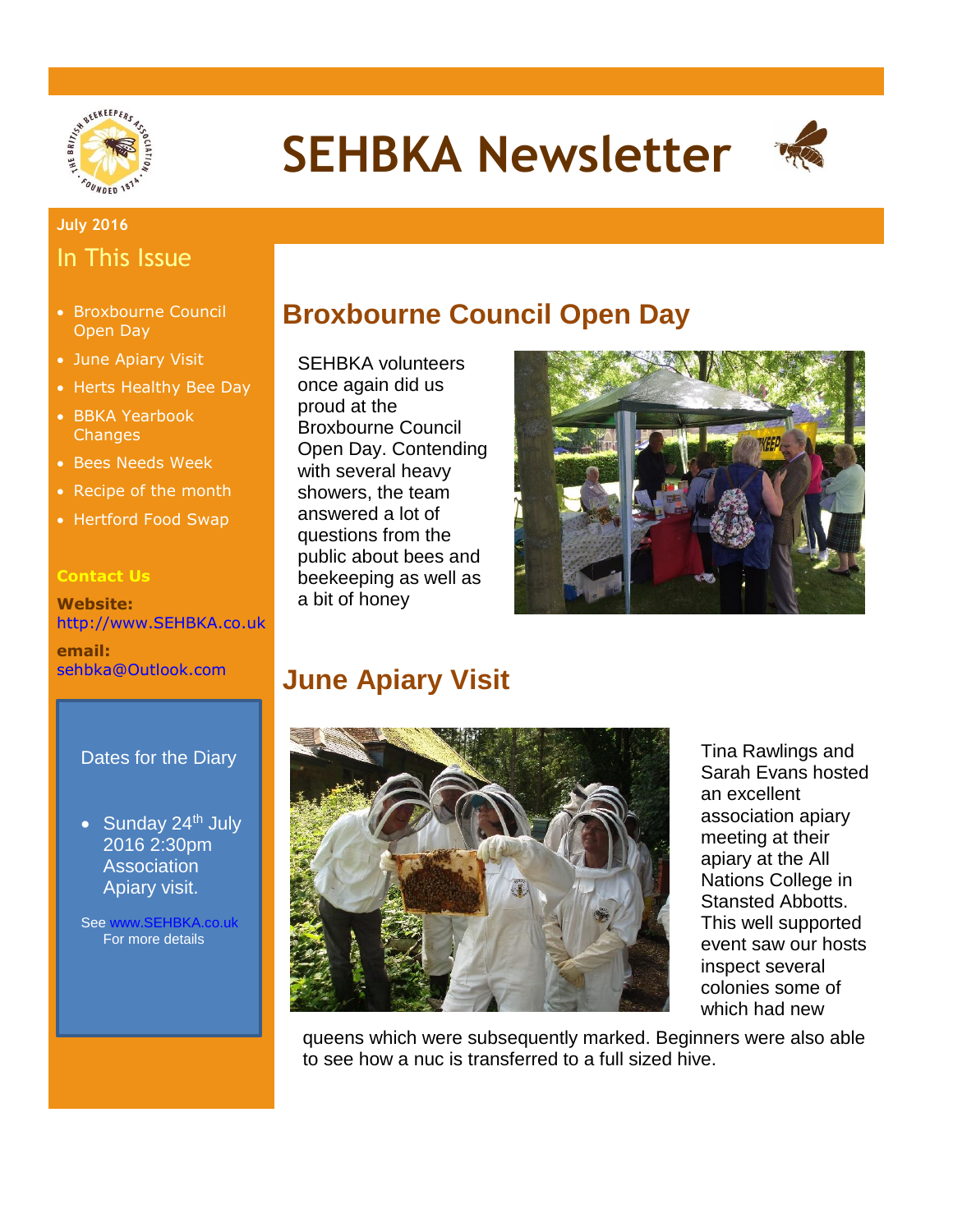# SEHBKA Newsletter

**July 2016**

## In This Issue

- Broxbourne Council Open Day
- June Apiary Visit
- Herts Healthy Bee Day
- BBKA Yearbook Changes
- Bees Needs Week
- Recipe of the month
- Hertford Food Swap

**Contact Us**

**Website:** http://www.SEHBKA.co.uk

**email:** sehbka@Outlook.com

### Dates for the Diary

- Sunday 24th July 2016 2:30pm Association Apiary visit.

See www.SEHBKA.co.uk For more details

## Broxbourne Council Open Day

SEHBKA volunteers once again did us proud at the Broxbourne Council Open Day. Contending with several heavy showers, the team answered a lot of questions from the public about bees and beekeeping as well as a bit of honey

## June Apiary Visit

Tina Rawlings and Sarah Evans hosted an excellent association apiary meeting at their apiary at the All Nations College in Stansted Abbotts. This well supported event saw our hosts inspect several colonies some of which had new queens which were subsequently marked. Beginners were also able to see how a nuc is transferred to a full sized hive.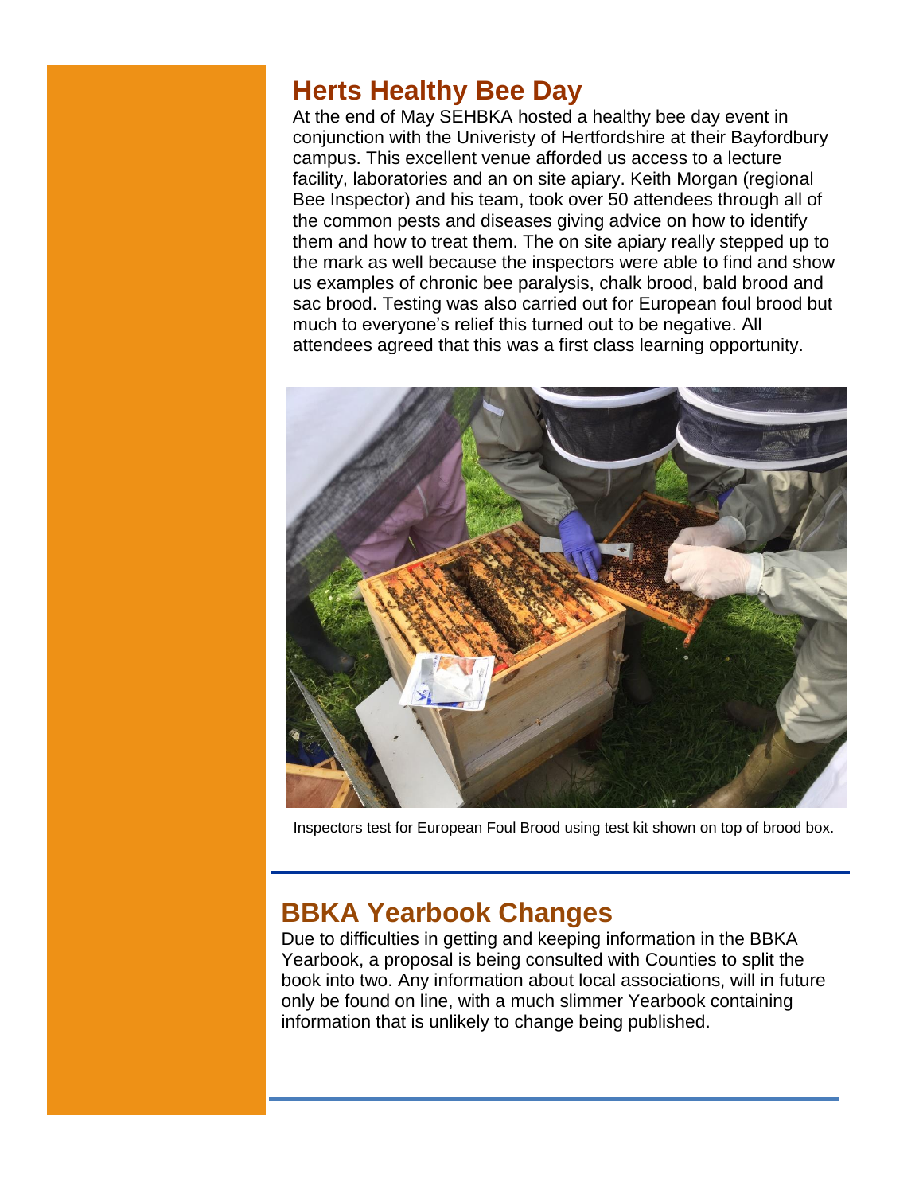## Herts Healthy Bee Day

At the end of May SEHBKA hosted a healthy bee day event in conjunction with the Univeristy of Hertfordshire at their Bayfordbury campus. This excellent venue afforded us access to a lecture facility, laboratories and an on site apiary. Keith Morgan (regional Bee Inspector) and his team, took over 50 attendees through all of the common pests and diseases giving advice on how to identify them and how to treat them. The on site apiary really stepped up to the mark as well because the inspectors were able to find and show us examples of chronic bee paralysis, chalk brood, bald brood and sac brood. Testing was also carried out for European foul brood but much to everyone's relief this turned out to be negative. All attendees agreed that this was a first class learning opportunity.

Inspectors test for European Foul Brood using test kit shown on top of brood box.

## BBKA Yearbook Changes

Due to difficulties in getting and keeping information in the BBKA Yearbook, a proposal is being consulted with Counties to split the book into two. Any information about local associations, will in future only be found on line, with a much slimmer Yearbook containing information that is unlikely to change being published.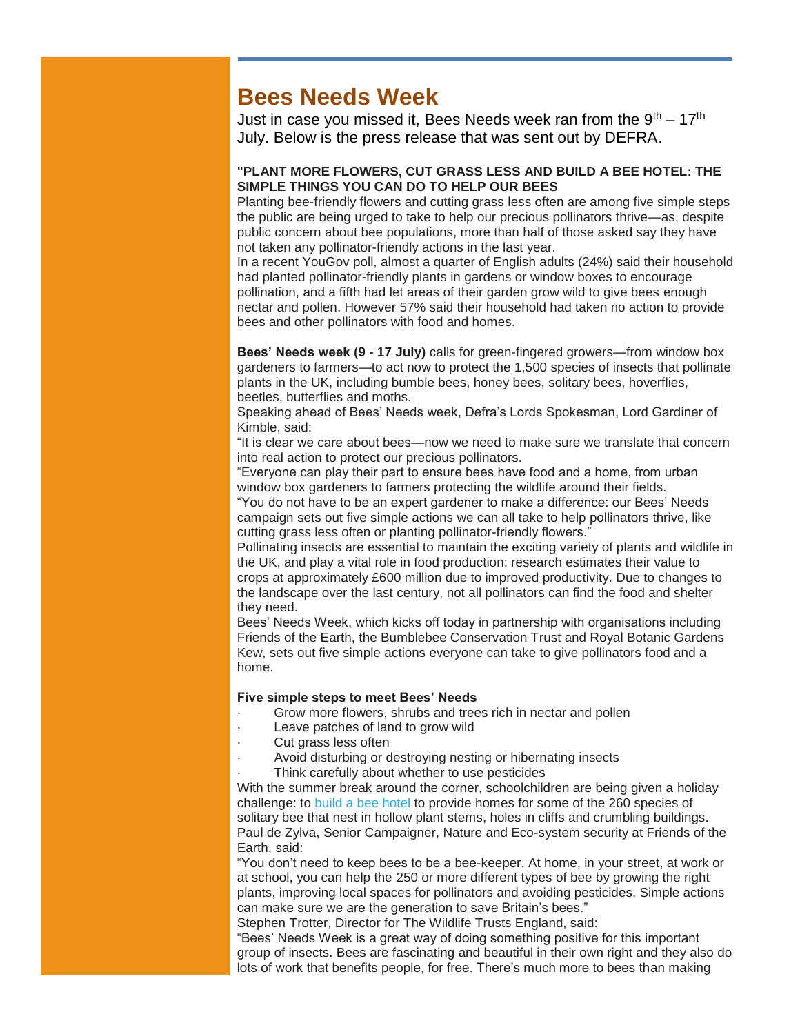# Bees Needs Week

Just in case you missed it, Bees Needs week ran from the 9th – 17th July. Below is the press release that was sent out by DEFRA.

**"PLANT MORE FLOWERS, CUT GRASS LESS AND BUILD A BEE HOTEL: THE SIMPLE THINGS YOU CAN DO TO HELP OUR BEES**

Planting bee-friendly flowers and cutting grass less often are among five simple steps the public are being urged to take to help our precious pollinators thrive—as, despite public concern about bee populations, more than half of those asked say they have not taken any pollinator-friendly actions in the last year.

In a recent YouGov poll, almost a quarter of English adults (24%) said their household had planted pollinator-friendly plants in gardens or window boxes to encourage pollination, and a fifth had let areas of their garden grow wild to give bees enough nectar and pollen. However 57% said their household had taken no action to provide bees and other pollinators with food and homes.

**Bees' Needs week (9 - 17 July)** calls for green-fingered growers—from window box gardeners to farmers—to act now to protect the 1,500 species of insects that pollinate plants in the UK, including bumble bees, honey bees, solitary bees, hoverflies, beetles, butterflies and moths.

Speaking ahead of Bees' Needs week, Defra's Lords Spokesman, Lord Gardiner of Kimble, said:

"It is clear we care about bees—now we need to make sure we translate that concern into real action to protect our precious pollinators.

"Everyone can play their part to ensure bees have food and a home, from urban window box gardeners to farmers protecting the wildlife around their fields.

"You do not have to be an expert gardener to make a difference: our Bees' Needs campaign sets out five simple actions we can all take to help pollinators thrive, like cutting grass less often or planting pollinator-friendly flowers."

Pollinating insects are essential to maintain the exciting variety of plants and wildlife in the UK, and play a vital role in food production: research estimates their value to crops at approximately £600 million due to improved productivity. Due to changes to the landscape over the last century, not all pollinators can find the food and shelter they need.

Bees' Needs Week, which kicks off today in partnership with organisations including Friends of the Earth, the Bumblebee Conservation Trust and Royal Botanic Gardens Kew, sets out five simple actions everyone can take to give pollinators food and a home.

**Five simple steps to meet Bees' Needs**

- Grow more flowers, shrubs and trees rich in nectar and pollen
- Leave patches of land to grow wild
- Cut grass less often
- Avoid disturbing or destroying nesting or hibernating insects
- Think carefully about whether to use pesticides

With the summer break around the corner, schoolchildren are being given a holiday challenge: to build a bee hotel to provide homes for some of the 260 species of solitary bee that nest in hollow plant stems, holes in cliffs and crumbling buildings.

Paul de Zylva, Senior Campaigner, Nature and Eco-system security at Friends of the Earth, said:

"You don't need to keep bees to be a bee-keeper. At home, in your street, at work or at school, you can help the 250 or more different types of bee by growing the right plants, improving local spaces for pollinators and avoiding pesticides. Simple actions can make sure we are the generation to save Britain's bees."

Stephen Trotter, Director for The Wildlife Trusts England, said:

"Bees' Needs Week is a great way of doing something positive for this important group of insects. Bees are fascinating and beautiful in their own right and they also do lots of work that benefits people, for free. There's much more to bees than making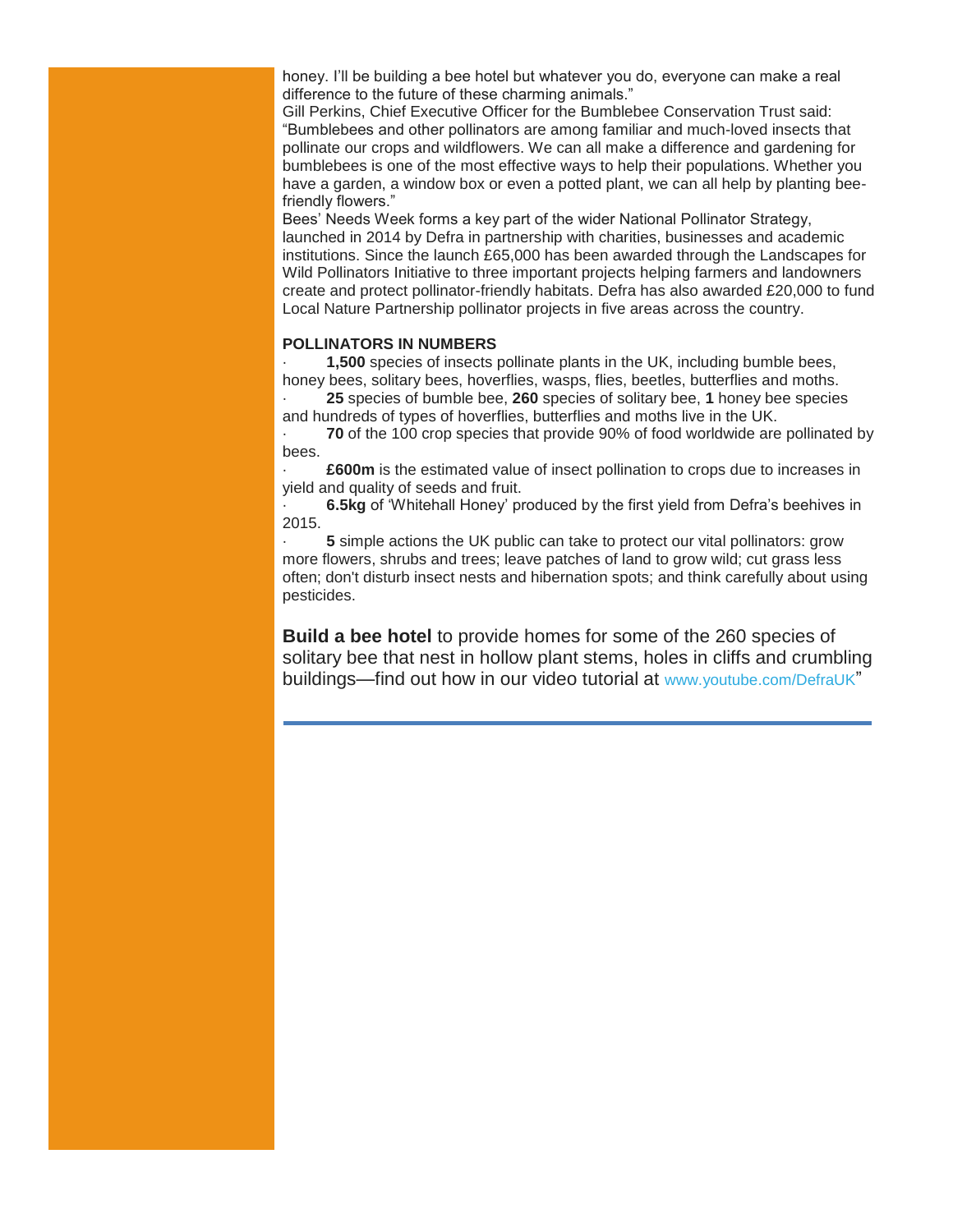honey. I'll be building a bee hotel but whatever you do, everyone can make a real difference to the future of these charming animals."

Gill Perkins, Chief Executive Officer for the Bumblebee Conservation Trust said: "Bumblebees and other pollinators are among familiar and much-loved insects that pollinate our crops and wildflowers. We can all make a difference and gardening for bumblebees is one of the most effective ways to help their populations. Whether you have a garden, a window box or even a potted plant, we can all help by planting bee-friendly flowers."

Bees' Needs Week forms a key part of the wider National Pollinator Strategy, launched in 2014 by Defra in partnership with charities, businesses and academic institutions. Since the launch £65,000 has been awarded through the Landscapes for Wild Pollinators Initiative to three important projects helping farmers and landowners create and protect pollinator-friendly habitats. Defra has also awarded £20,000 to fund Local Nature Partnership pollinator projects in five areas across the country.

**POLLINATORS IN NUMBERS**

- **1,500** species of insects pollinate plants in the UK, including bumble bees, honey bees, solitary bees, hoverflies, wasps, flies, beetles, butterflies and moths.
- **25** species of bumble bee, **260** species of solitary bee, **1** honey bee species and hundreds of types of hoverflies, butterflies and moths live in the UK.
- **70** of the 100 crop species that provide 90% of food worldwide are pollinated by bees.
- **£600m** is the estimated value of insect pollination to crops due to increases in yield and quality of seeds and fruit.
- **6.5kg** of 'Whitehall Honey' produced by the first yield from Defra's beehives in 2015.
- **5** simple actions the UK public can take to protect our vital pollinators: grow more flowers, shrubs and trees; leave patches of land to grow wild; cut grass less often; don't disturb insect nests and hibernation spots; and think carefully about using pesticides.

**Build a bee hotel** to provide homes for some of the 260 species of solitary bee that nest in hollow plant stems, holes in cliffs and crumbling buildings—find out how in our video tutorial at www.youtube.com/DefraUK"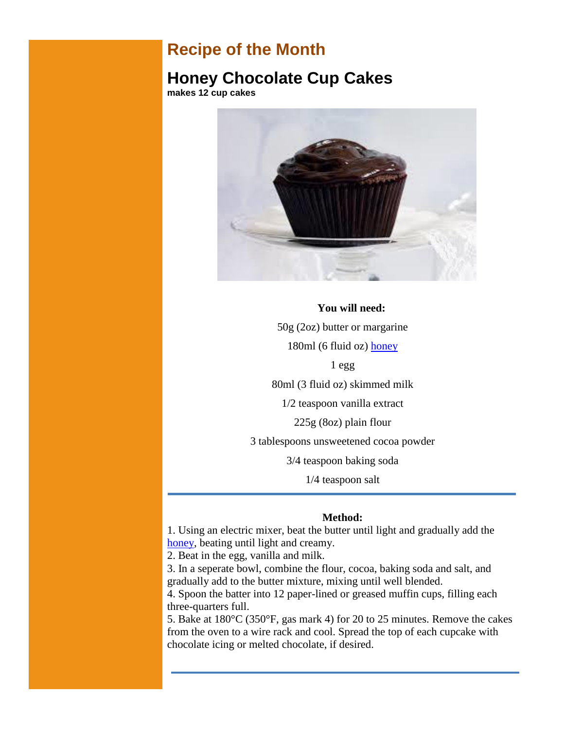# Recipe of the Month

## Honey Chocolate Cup Cakes

**makes 12 cup cakes**

**You will need:**

50g (2oz) butter or margarine

180ml (6 fluid oz) honey

1 egg

80ml (3 fluid oz) skimmed milk

1/2 teaspoon vanilla extract

225g (8oz) plain flour

3 tablespoons unsweetened cocoa powder

3/4 teaspoon baking soda

1/4 teaspoon salt

---

**Method:**

1. Using an electric mixer, beat the butter until light and gradually add the honey, beating until light and creamy.
2. Beat in the egg, vanilla and milk.
3. In a seperate bowl, combine the flour, cocoa, baking soda and salt, and gradually add to the butter mixture, mixing until well blended.
4. Spoon the batter into 12 paper-lined or greased muffin cups, filling each three-quarters full.
5. Bake at 180°C (350°F, gas mark 4) for 20 to 25 minutes. Remove the cakes from the oven to a wire rack and cool. Spread the top of each cupcake with chocolate icing or melted chocolate, if desired.

---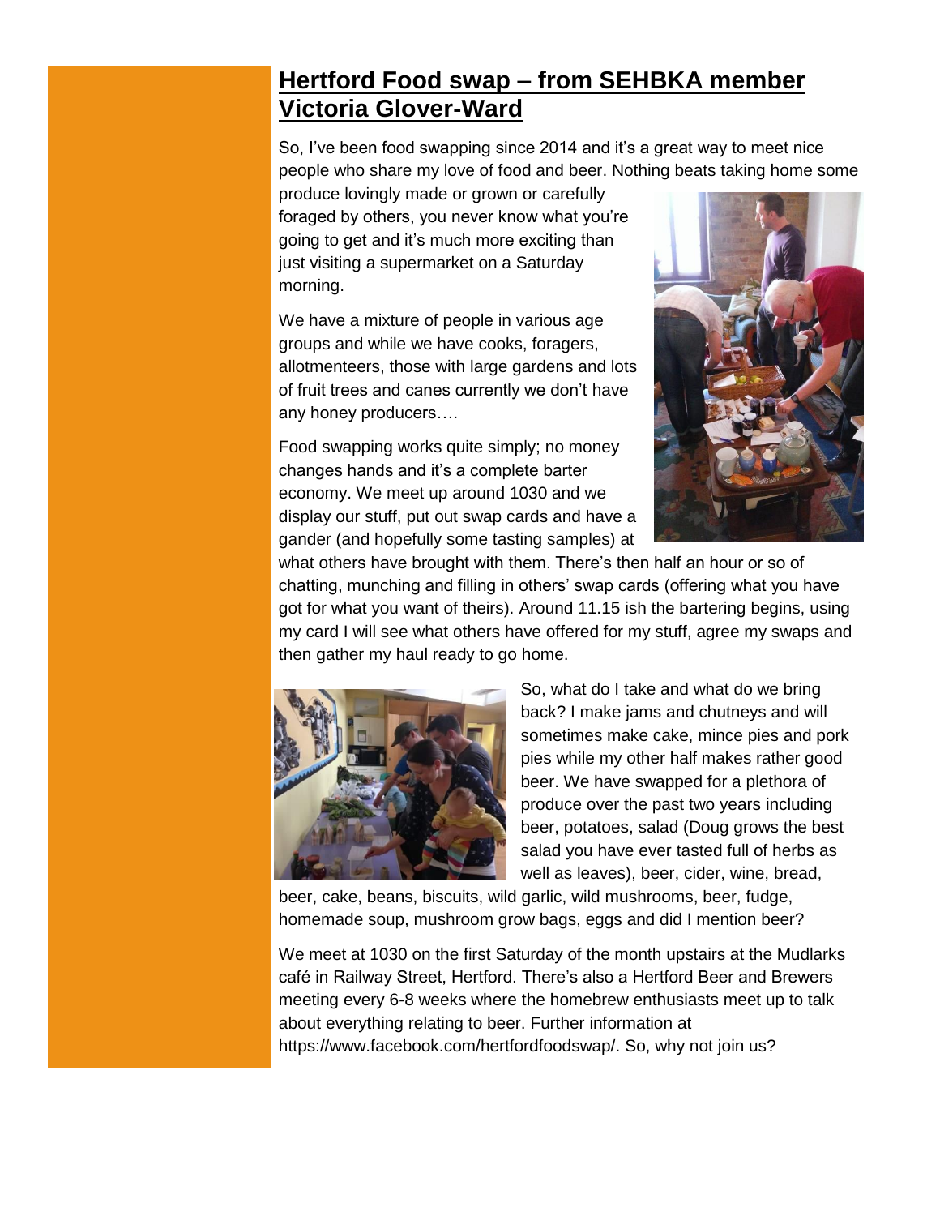# Hertford Food swap – from SEHBKA member Victoria Glover-Ward

So, I've been food swapping since 2014 and it's a great way to meet nice people who share my love of food and beer. Nothing beats taking home some produce lovingly made or grown or carefully foraged by others, you never know what you're going to get and it's much more exciting than just visiting a supermarket on a Saturday morning.

We have a mixture of people in various age groups and while we have cooks, foragers, allotmenteers, those with large gardens and lots of fruit trees and canes currently we don't have any honey producers….

Food swapping works quite simply; no money changes hands and it's a complete barter economy. We meet up around 1030 and we display our stuff, put out swap cards and have a gander (and hopefully some tasting samples) at what others have brought with them. There's then half an hour or so of chatting, munching and filling in others' swap cards (offering what you have got for what you want of theirs). Around 11.15 ish the bartering begins, using my card I will see what others have offered for my stuff, agree my swaps and then gather my haul ready to go home.

So, what do I take and what do we bring back? I make jams and chutneys and will sometimes make cake, mince pies and pork pies while my other half makes rather good beer. We have swapped for a plethora of produce over the past two years including beer, potatoes, salad (Doug grows the best salad you have ever tasted full of herbs as well as leaves), beer, cider, wine, bread, beer, cake, beans, biscuits, wild garlic, wild mushrooms, beer, fudge, homemade soup, mushroom grow bags, eggs and did I mention beer?

We meet at 1030 on the first Saturday of the month upstairs at the Mudlarks café in Railway Street, Hertford. There's also a Hertford Beer and Brewers meeting every 6-8 weeks where the homebrew enthusiasts meet up to talk about everything relating to beer. Further information at https://www.facebook.com/hertfordfoodswap/. So, why not join us?